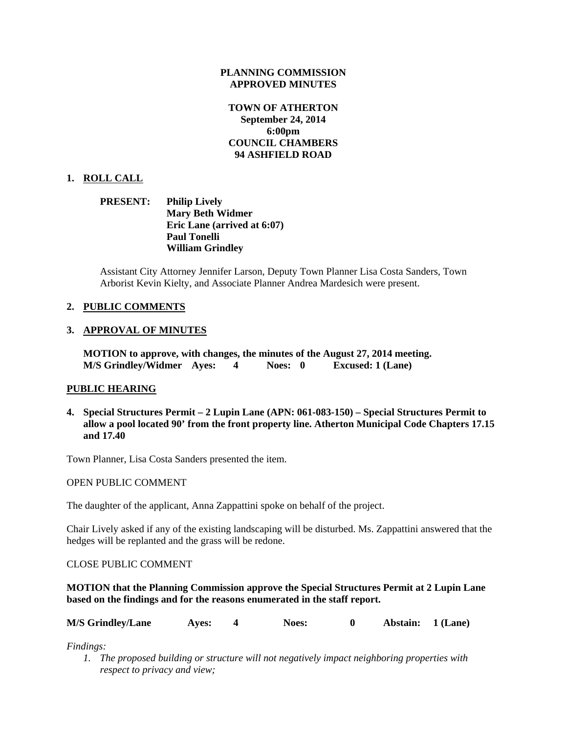**PLANNING COMMISSION**
**APPROVED MINUTES**

**TOWN OF ATHERTON**
**September 24, 2014**
**6:00pm**
**COUNCIL CHAMBERS**
**94 ASHFIELD ROAD**

## 1. ROLL CALL

**PRESENT:** **Philip Lively**
**Mary Beth Widmer**
**Eric Lane (arrived at 6:07)**
**Paul Tonelli**
**William Grindley**

Assistant City Attorney Jennifer Larson, Deputy Town Planner Lisa Costa Sanders, Town Arborist Kevin Kielty, and Associate Planner Andrea Mardesich were present.

## 2. PUBLIC COMMENTS

## 3. APPROVAL OF MINUTES

**MOTION to approve, with changes, the minutes of the August 27, 2014 meeting.**
**M/S Grindley/Widmer Ayes: 4 Noes: 0 Excused: 1 (Lane)**

## PUBLIC HEARING

**4. Special Structures Permit – 2 Lupin Lane (APN: 061-083-150) – Special Structures Permit to allow a pool located 90' from the front property line. Atherton Municipal Code Chapters 17.15 and 17.40**

Town Planner, Lisa Costa Sanders presented the item.

OPEN PUBLIC COMMENT

The daughter of the applicant, Anna Zappattini spoke on behalf of the project.

Chair Lively asked if any of the existing landscaping will be disturbed. Ms. Zappattini answered that the hedges will be replanted and the grass will be redone.

CLOSE PUBLIC COMMENT

**MOTION that the Planning Commission approve the Special Structures Permit at 2 Lupin Lane based on the findings and for the reasons enumerated in the staff report.**

**M/S Grindley/Lane Ayes: 4 Noes: 0 Abstain: 1 (Lane)**

*Findings:*

1. *The proposed building or structure will not negatively impact neighboring properties with respect to privacy and view;*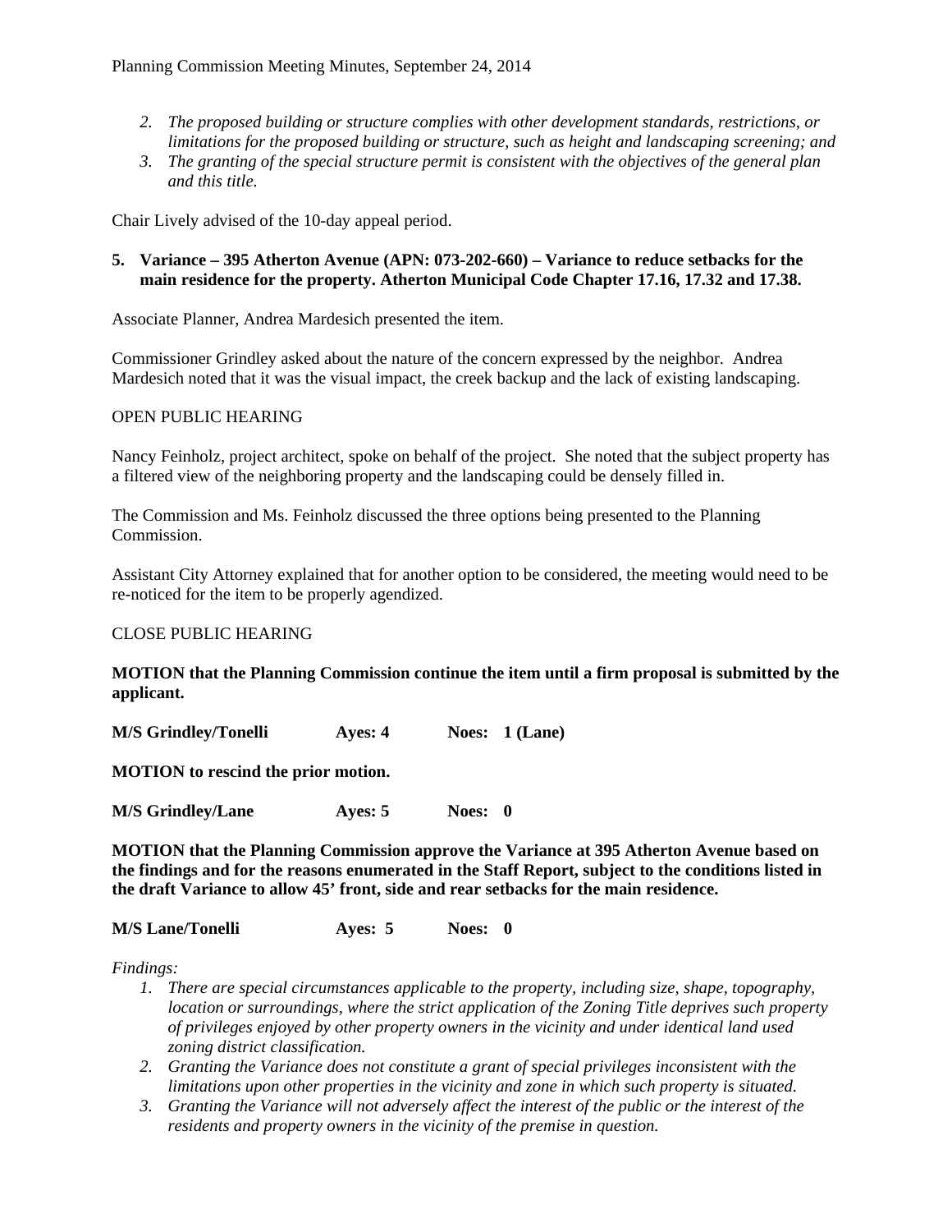2. *The proposed building or structure complies with other development standards, restrictions, or limitations for the proposed building or structure, such as height and landscaping screening; and*
3. *The granting of the special structure permit is consistent with the objectives of the general plan and this title.*

Chair Lively advised of the 10-day appeal period.

**5. Variance – 395 Atherton Avenue (APN: 073-202-660) – Variance to reduce setbacks for the main residence for the property. Atherton Municipal Code Chapter 17.16, 17.32 and 17.38.**

Associate Planner, Andrea Mardesich presented the item.

Commissioner Grindley asked about the nature of the concern expressed by the neighbor. Andrea Mardesich noted that it was the visual impact, the creek backup and the lack of existing landscaping.

OPEN PUBLIC HEARING

Nancy Feinholz, project architect, spoke on behalf of the project. She noted that the subject property has a filtered view of the neighboring property and the landscaping could be densely filled in.

The Commission and Ms. Feinholz discussed the three options being presented to the Planning Commission.

Assistant City Attorney explained that for another option to be considered, the meeting would need to be re-noticed for the item to be properly agendized.

CLOSE PUBLIC HEARING

**MOTION that the Planning Commission continue the item until a firm proposal is submitted by the applicant.**

**M/S Grindley/Tonelli Ayes: 4 Noes: 1 (Lane)**

**MOTION to rescind the prior motion.**

**M/S Grindley/Lane Ayes: 5 Noes: 0**

**MOTION that the Planning Commission approve the Variance at 395 Atherton Avenue based on the findings and for the reasons enumerated in the Staff Report, subject to the conditions listed in the draft Variance to allow 45' front, side and rear setbacks for the main residence.**

**M/S Lane/Tonelli Ayes: 5 Noes: 0**

*Findings:*

1. *There are special circumstances applicable to the property, including size, shape, topography, location or surroundings, where the strict application of the Zoning Title deprives such property of privileges enjoyed by other property owners in the vicinity and under identical land used zoning district classification.*
2. *Granting the Variance does not constitute a grant of special privileges inconsistent with the limitations upon other properties in the vicinity and zone in which such property is situated.*
3. *Granting the Variance will not adversely affect the interest of the public or the interest of the residents and property owners in the vicinity of the premise in question.*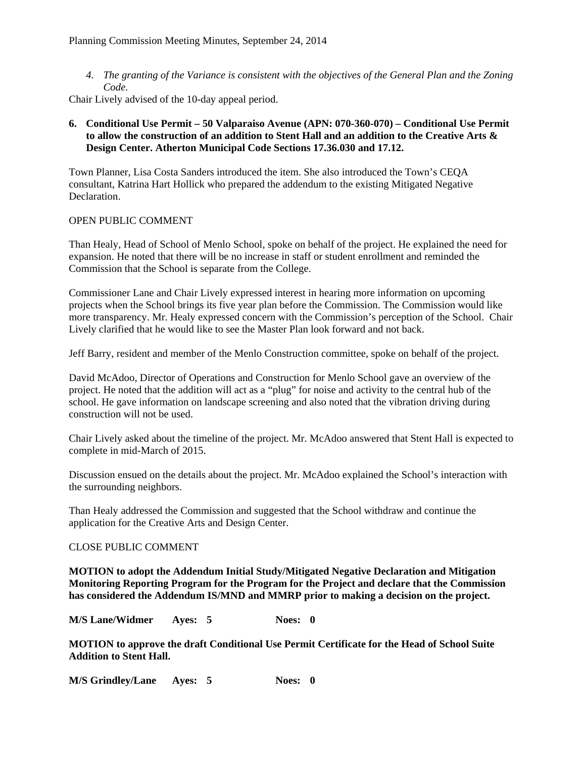4. *The granting of the Variance is consistent with the objectives of the General Plan and the Zoning Code.*

Chair Lively advised of the 10-day appeal period.

**6. Conditional Use Permit – 50 Valparaiso Avenue (APN: 070-360-070) – Conditional Use Permit to allow the construction of an addition to Stent Hall and an addition to the Creative Arts & Design Center. Atherton Municipal Code Sections 17.36.030 and 17.12.**

Town Planner, Lisa Costa Sanders introduced the item. She also introduced the Town's CEQA consultant, Katrina Hart Hollick who prepared the addendum to the existing Mitigated Negative Declaration.

OPEN PUBLIC COMMENT

Than Healy, Head of School of Menlo School, spoke on behalf of the project. He explained the need for expansion. He noted that there will be no increase in staff or student enrollment and reminded the Commission that the School is separate from the College.

Commissioner Lane and Chair Lively expressed interest in hearing more information on upcoming projects when the School brings its five year plan before the Commission. The Commission would like more transparency. Mr. Healy expressed concern with the Commission's perception of the School. Chair Lively clarified that he would like to see the Master Plan look forward and not back.

Jeff Barry, resident and member of the Menlo Construction committee, spoke on behalf of the project.

David McAdoo, Director of Operations and Construction for Menlo School gave an overview of the project. He noted that the addition will act as a "plug" for noise and activity to the central hub of the school. He gave information on landscape screening and also noted that the vibration driving during construction will not be used.

Chair Lively asked about the timeline of the project. Mr. McAdoo answered that Stent Hall is expected to complete in mid-March of 2015.

Discussion ensued on the details about the project. Mr. McAdoo explained the School's interaction with the surrounding neighbors.

Than Healy addressed the Commission and suggested that the School withdraw and continue the application for the Creative Arts and Design Center.

CLOSE PUBLIC COMMENT

**MOTION to adopt the Addendum Initial Study/Mitigated Negative Declaration and Mitigation Monitoring Reporting Program for the Program for the Project and declare that the Commission has considered the Addendum IS/MND and MMRP prior to making a decision on the project.**

**M/S Lane/Widmer Ayes: 5 Noes: 0**

**MOTION to approve the draft Conditional Use Permit Certificate for the Head of School Suite Addition to Stent Hall.**

**M/S Grindley/Lane Ayes: 5 Noes: 0**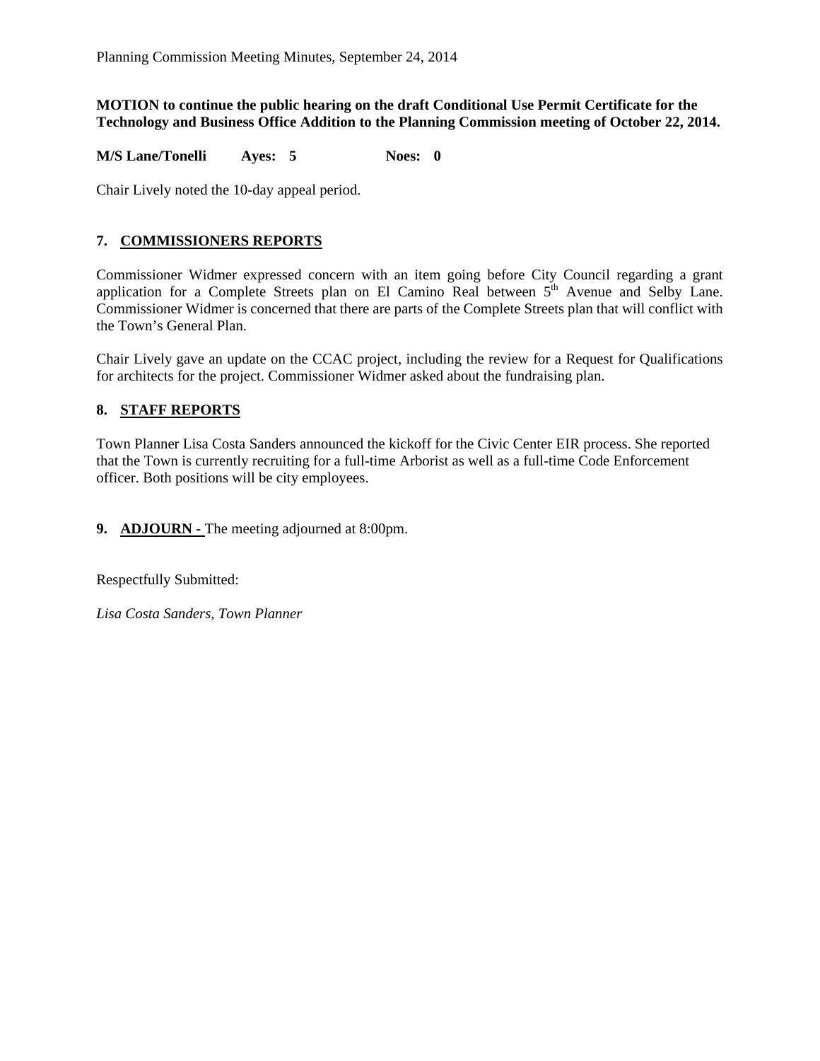**MOTION to continue the public hearing on the draft Conditional Use Permit Certificate for the Technology and Business Office Addition to the Planning Commission meeting of October 22, 2014.**

**M/S Lane/Tonelli Ayes: 5 Noes: 0**

Chair Lively noted the 10-day appeal period.

## 7. COMMISSIONERS REPORTS

Commissioner Widmer expressed concern with an item going before City Council regarding a grant application for a Complete Streets plan on El Camino Real between 5th Avenue and Selby Lane. Commissioner Widmer is concerned that there are parts of the Complete Streets plan that will conflict with the Town's General Plan.

Chair Lively gave an update on the CCAC project, including the review for a Request for Qualifications for architects for the project. Commissioner Widmer asked about the fundraising plan.

## 8. STAFF REPORTS

Town Planner Lisa Costa Sanders announced the kickoff for the Civic Center EIR process. She reported that the Town is currently recruiting for a full-time Arborist as well as a full-time Code Enforcement officer. Both positions will be city employees.

## 9. ADJOURN - The meeting adjourned at 8:00pm.

Respectfully Submitted:

*Lisa Costa Sanders, Town Planner*